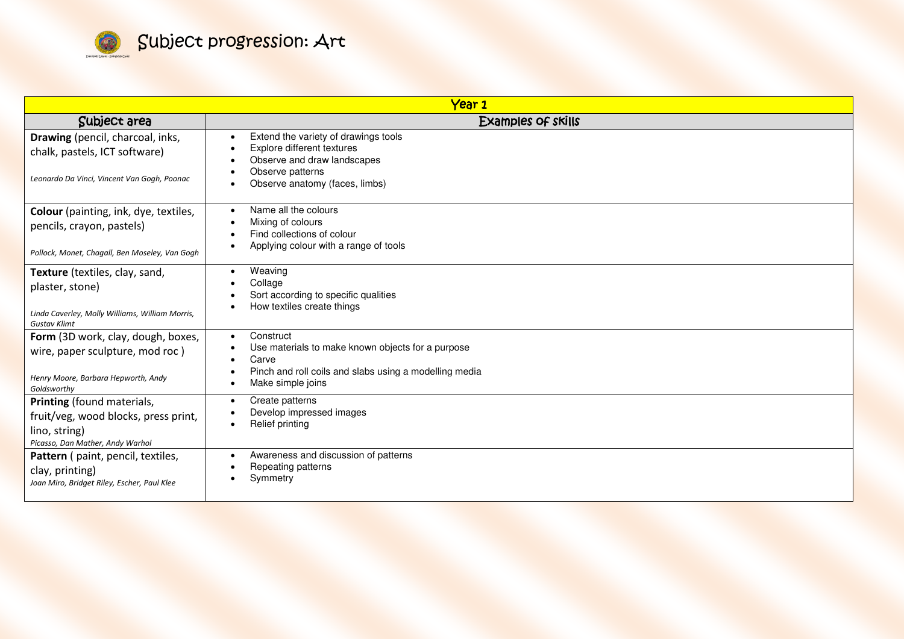# Subject progression: Art

| Year 1 | |
|---|---|
| **Subject area** | **Examples of skills** |
| **Drawing** (pencil, charcoal, inks, chalk, pastels, ICT software)<br><br>*Leonardo Da Vinci, Vincent Van Gogh, Poonac* | • Extend the variety of drawings tools<br>• Explore different textures<br>• Observe and draw landscapes<br>• Observe patterns<br>• Observe anatomy (faces, limbs) |
| **Colour** (painting, ink, dye, textiles, pencils, crayon, pastels)<br><br>*Pollock, Monet, Chagall, Ben Moseley, Van Gogh* | • Name all the colours<br>• Mixing of colours<br>• Find collections of colour<br>• Applying colour with a range of tools |
| **Texture** (textiles, clay, sand, plaster, stone)<br><br>*Linda Caverley, Molly Williams, William Morris, Gustav Klimt* | • Weaving<br>• Collage<br>• Sort according to specific qualities<br>• How textiles create things |
| **Form** (3D work, clay, dough, boxes, wire, paper sculpture, mod roc )<br><br>*Henry Moore, Barbara Hepworth, Andy Goldsworthy* | • Construct<br>• Use materials to make known objects for a purpose<br>• Carve<br>• Pinch and roll coils and slabs using a modelling media<br>• Make simple joins |
| **Printing** (found materials, fruit/veg, wood blocks, press print, lino, string)<br>*Picasso, Dan Mather, Andy Warhol* | • Create patterns<br>• Develop impressed images<br>• Relief printing |
| **Pattern** ( paint, pencil, textiles, clay, printing)<br>*Joan Miro, Bridget Riley, Escher, Paul Klee* | • Awareness and discussion of patterns<br>• Repeating patterns<br>• Symmetry |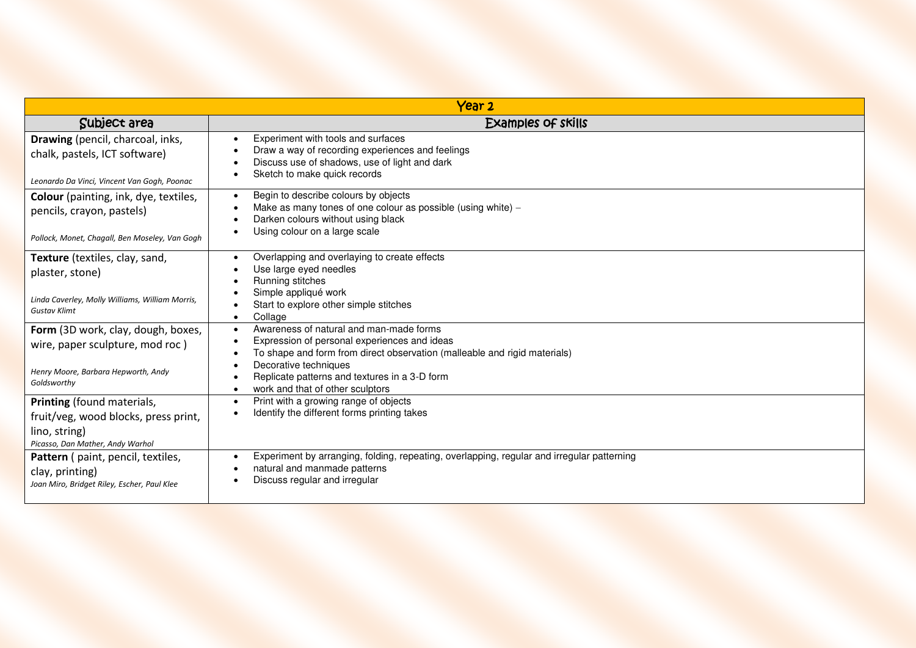| Year 2 | |
|---|---|
| **Subject area** | **Examples of skills** |
| **Drawing** (pencil, charcoal, inks, chalk, pastels, ICT software)<br><br>*Leonardo Da Vinci, Vincent Van Gogh, Poonac* | • Experiment with tools and surfaces<br>• Draw a way of recording experiences and feelings<br>• Discuss use of shadows, use of light and dark<br>• Sketch to make quick records |
| **Colour** (painting, ink, dye, textiles, pencils, crayon, pastels)<br><br>*Pollock, Monet, Chagall, Ben Moseley, Van Gogh* | • Begin to describe colours by objects<br>• Make as many tones of one colour as possible (using white) –<br>• Darken colours without using black<br>• Using colour on a large scale |
| **Texture** (textiles, clay, sand, plaster, stone)<br><br>*Linda Caverley, Molly Williams, William Morris, Gustav Klimt* | • Overlapping and overlaying to create effects<br>• Use large eyed needles<br>• Running stitches<br>• Simple appliqué work<br>• Start to explore other simple stitches<br>• Collage |
| **Form** (3D work, clay, dough, boxes, wire, paper sculpture, mod roc )<br><br>*Henry Moore, Barbara Hepworth, Andy Goldsworthy* | • Awareness of natural and man-made forms<br>• Expression of personal experiences and ideas<br>• To shape and form from direct observation (malleable and rigid materials)<br>• Decorative techniques<br>• Replicate patterns and textures in a 3-D form<br>• work and that of other sculptors |
| **Printing** (found materials, fruit/veg, wood blocks, press print, lino, string)<br>*Picasso, Dan Mather, Andy Warhol* | • Print with a growing range of objects<br>• Identify the different forms printing takes |
| **Pattern** ( paint, pencil, textiles, clay, printing)<br>*Joan Miro, Bridget Riley, Escher, Paul Klee* | • Experiment by arranging, folding, repeating, overlapping, regular and irregular patterning<br>• natural and manmade patterns<br>• Discuss regular and irregular |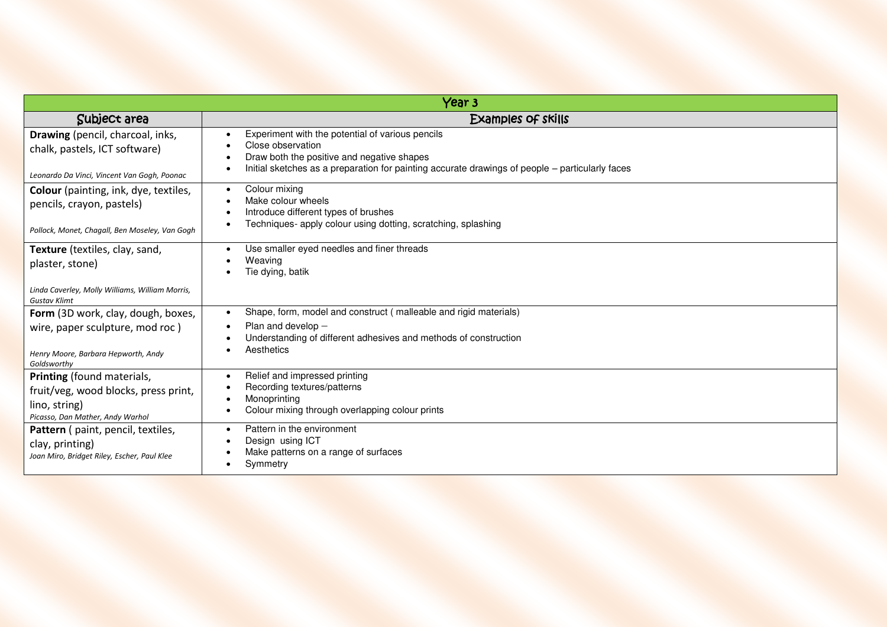| Year 3 | |
|---|---|
| **Subject area** | **Examples of skills** |
| **Drawing** (pencil, charcoal, inks, chalk, pastels, ICT software)<br><br>*Leonardo Da Vinci, Vincent Van Gogh, Poonac* | • Experiment with the potential of various pencils<br>• Close observation<br>• Draw both the positive and negative shapes<br>• Initial sketches as a preparation for painting accurate drawings of people – particularly faces |
| **Colour** (painting, ink, dye, textiles, pencils, crayon, pastels)<br><br>*Pollock, Monet, Chagall, Ben Moseley, Van Gogh* | • Colour mixing<br>• Make colour wheels<br>• Introduce different types of brushes<br>• Techniques- apply colour using dotting, scratching, splashing |
| **Texture** (textiles, clay, sand, plaster, stone)<br><br>*Linda Caverley, Molly Williams, William Morris, Gustav Klimt* | • Use smaller eyed needles and finer threads<br>• Weaving<br>• Tie dying, batik |
| **Form** (3D work, clay, dough, boxes, wire, paper sculpture, mod roc )<br><br>*Henry Moore, Barbara Hepworth, Andy Goldsworthy* | • Shape, form, model and construct ( malleable and rigid materials)<br>• Plan and develop –<br>• Understanding of different adhesives and methods of construction<br>• Aesthetics |
| **Printing** (found materials, fruit/veg, wood blocks, press print, lino, string)<br>*Picasso, Dan Mather, Andy Warhol* | • Relief and impressed printing<br>• Recording textures/patterns<br>• Monoprinting<br>• Colour mixing through overlapping colour prints |
| **Pattern** ( paint, pencil, textiles, clay, printing)<br>*Joan Miro, Bridget Riley, Escher, Paul Klee* | • Pattern in the environment<br>• Design using ICT<br>• Make patterns on a range of surfaces<br>• Symmetry |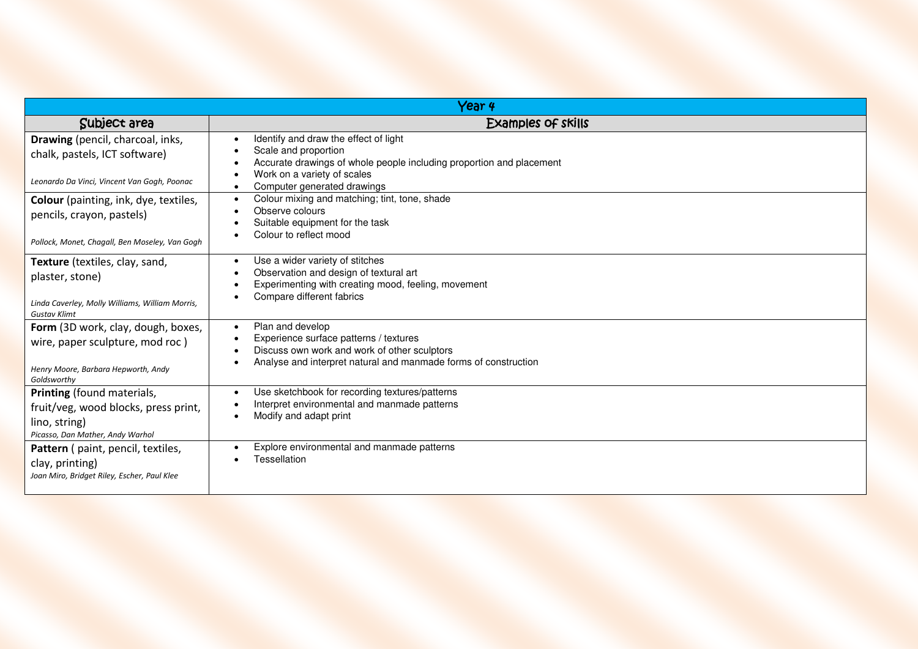| Year 4 | |
|---|---|
| **Subject area** | **Examples of skills** |
| **Drawing** (pencil, charcoal, inks, chalk, pastels, ICT software)<br><br>*Leonardo Da Vinci, Vincent Van Gogh, Poonac* | • Identify and draw the effect of light<br>• Scale and proportion<br>• Accurate drawings of whole people including proportion and placement<br>• Work on a variety of scales<br>• Computer generated drawings |
| **Colour** (painting, ink, dye, textiles, pencils, crayon, pastels)<br><br>*Pollock, Monet, Chagall, Ben Moseley, Van Gogh* | • Colour mixing and matching; tint, tone, shade<br>• Observe colours<br>• Suitable equipment for the task<br>• Colour to reflect mood |
| **Texture** (textiles, clay, sand, plaster, stone)<br><br>*Linda Caverley, Molly Williams, William Morris, Gustav Klimt* | • Use a wider variety of stitches<br>• Observation and design of textural art<br>• Experimenting with creating mood, feeling, movement<br>• Compare different fabrics |
| **Form** (3D work, clay, dough, boxes, wire, paper sculpture, mod roc )<br><br>*Henry Moore, Barbara Hepworth, Andy Goldsworthy* | • Plan and develop<br>• Experience surface patterns / textures<br>• Discuss own work and work of other sculptors<br>• Analyse and interpret natural and manmade forms of construction |
| **Printing** (found materials, fruit/veg, wood blocks, press print, lino, string)<br>*Picasso, Dan Mather, Andy Warhol* | • Use sketchbook for recording textures/patterns<br>• Interpret environmental and manmade patterns<br>• Modify and adapt print |
| **Pattern** ( paint, pencil, textiles, clay, printing)<br>*Joan Miro, Bridget Riley, Escher, Paul Klee* | • Explore environmental and manmade patterns<br>• Tessellation |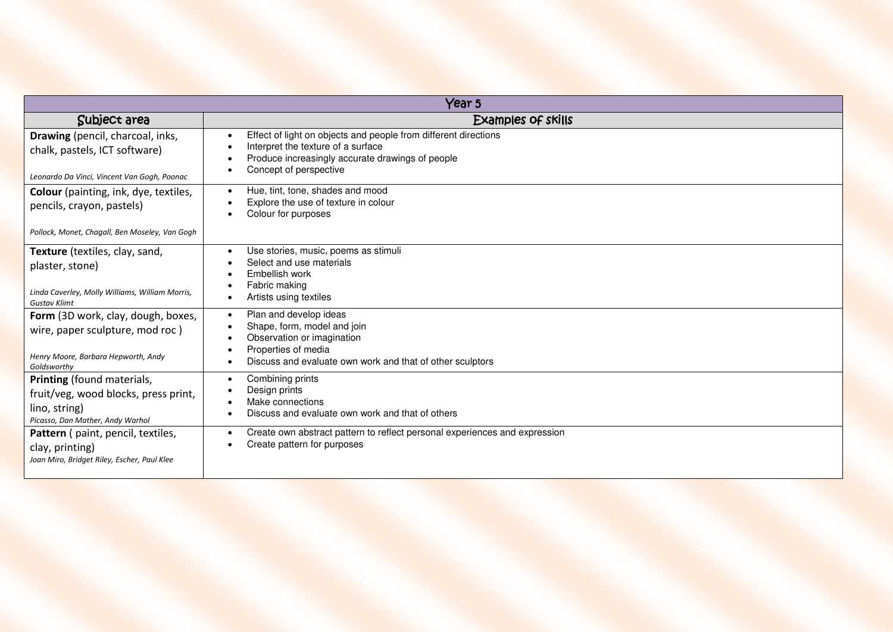| Year 5 | |
|---|---|
| **Subject area** | **Examples of skills** |
| **Drawing** (pencil, charcoal, inks, chalk, pastels, ICT software)<br><br>*Leonardo Da Vinci, Vincent Van Gogh, Poonac* | • Effect of light on objects and people from different directions<br>• Interpret the texture of a surface<br>• Produce increasingly accurate drawings of people<br>• Concept of perspective |
| **Colour** (painting, ink, dye, textiles, pencils, crayon, pastels)<br><br>*Pollock, Monet, Chagall, Ben Moseley, Van Gogh* | • Hue, tint, tone, shades and mood<br>• Explore the use of texture in colour<br>• Colour for purposes |
| **Texture** (textiles, clay, sand, plaster, stone)<br><br>*Linda Caverley, Molly Williams, William Morris, Gustav Klimt* | • Use stories, music, poems as stimuli<br>• Select and use materials<br>• Embellish work<br>• Fabric making<br>• Artists using textiles |
| **Form** (3D work, clay, dough, boxes, wire, paper sculpture, mod roc )<br><br>*Henry Moore, Barbara Hepworth, Andy Goldsworthy* | • Plan and develop ideas<br>• Shape, form, model and join<br>• Observation or imagination<br>• Properties of media<br>• Discuss and evaluate own work and that of other sculptors |
| **Printing** (found materials, fruit/veg, wood blocks, press print, lino, string)<br>*Picasso, Dan Mather, Andy Warhol* | • Combining prints<br>• Design prints<br>• Make connections<br>• Discuss and evaluate own work and that of others |
| **Pattern** ( paint, pencil, textiles, clay, printing)<br>*Joan Miro, Bridget Riley, Escher, Paul Klee* | • Create own abstract pattern to reflect personal experiences and expression<br>• Create pattern for purposes |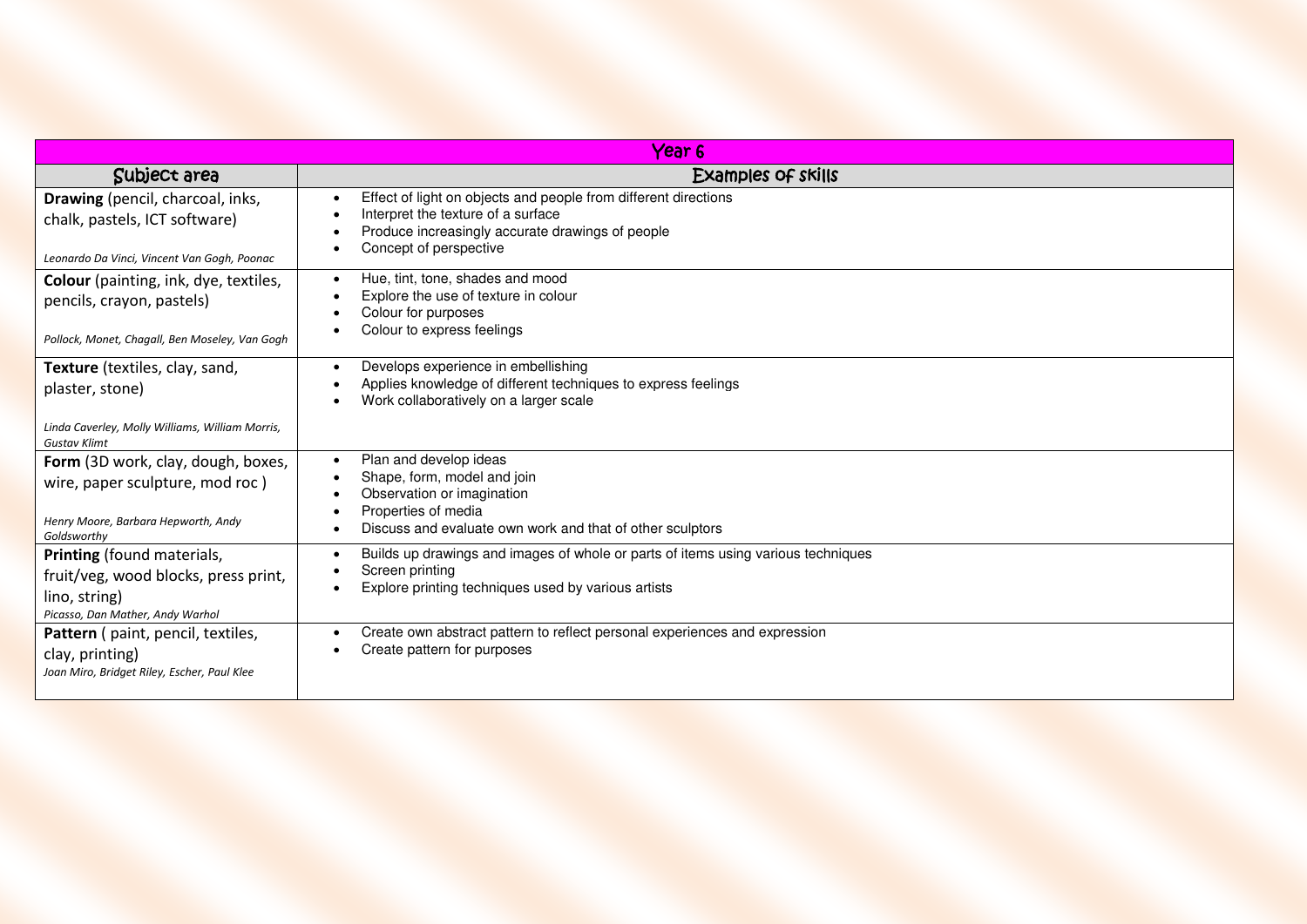| Year 6 | |
|---|---|
| **Subject area** | **Examples of skills** |
| **Drawing** (pencil, charcoal, inks, chalk, pastels, ICT software)<br><br>*Leonardo Da Vinci, Vincent Van Gogh, Poonac* | • Effect of light on objects and people from different directions<br>• Interpret the texture of a surface<br>• Produce increasingly accurate drawings of people<br>• Concept of perspective |
| **Colour** (painting, ink, dye, textiles, pencils, crayon, pastels)<br><br>*Pollock, Monet, Chagall, Ben Moseley, Van Gogh* | • Hue, tint, tone, shades and mood<br>• Explore the use of texture in colour<br>• Colour for purposes<br>• Colour to express feelings |
| **Texture** (textiles, clay, sand, plaster, stone)<br><br>*Linda Caverley, Molly Williams, William Morris, Gustav Klimt* | • Develops experience in embellishing<br>• Applies knowledge of different techniques to express feelings<br>• Work collaboratively on a larger scale |
| **Form** (3D work, clay, dough, boxes, wire, paper sculpture, mod roc )<br><br>*Henry Moore, Barbara Hepworth, Andy Goldsworthy* | • Plan and develop ideas<br>• Shape, form, model and join<br>• Observation or imagination<br>• Properties of media<br>• Discuss and evaluate own work and that of other sculptors |
| **Printing** (found materials, fruit/veg, wood blocks, press print, lino, string)<br>*Picasso, Dan Mather, Andy Warhol* | • Builds up drawings and images of whole or parts of items using various techniques<br>• Screen printing<br>• Explore printing techniques used by various artists |
| **Pattern** ( paint, pencil, textiles, clay, printing)<br>*Joan Miro, Bridget Riley, Escher, Paul Klee* | • Create own abstract pattern to reflect personal experiences and expression<br>• Create pattern for purposes |